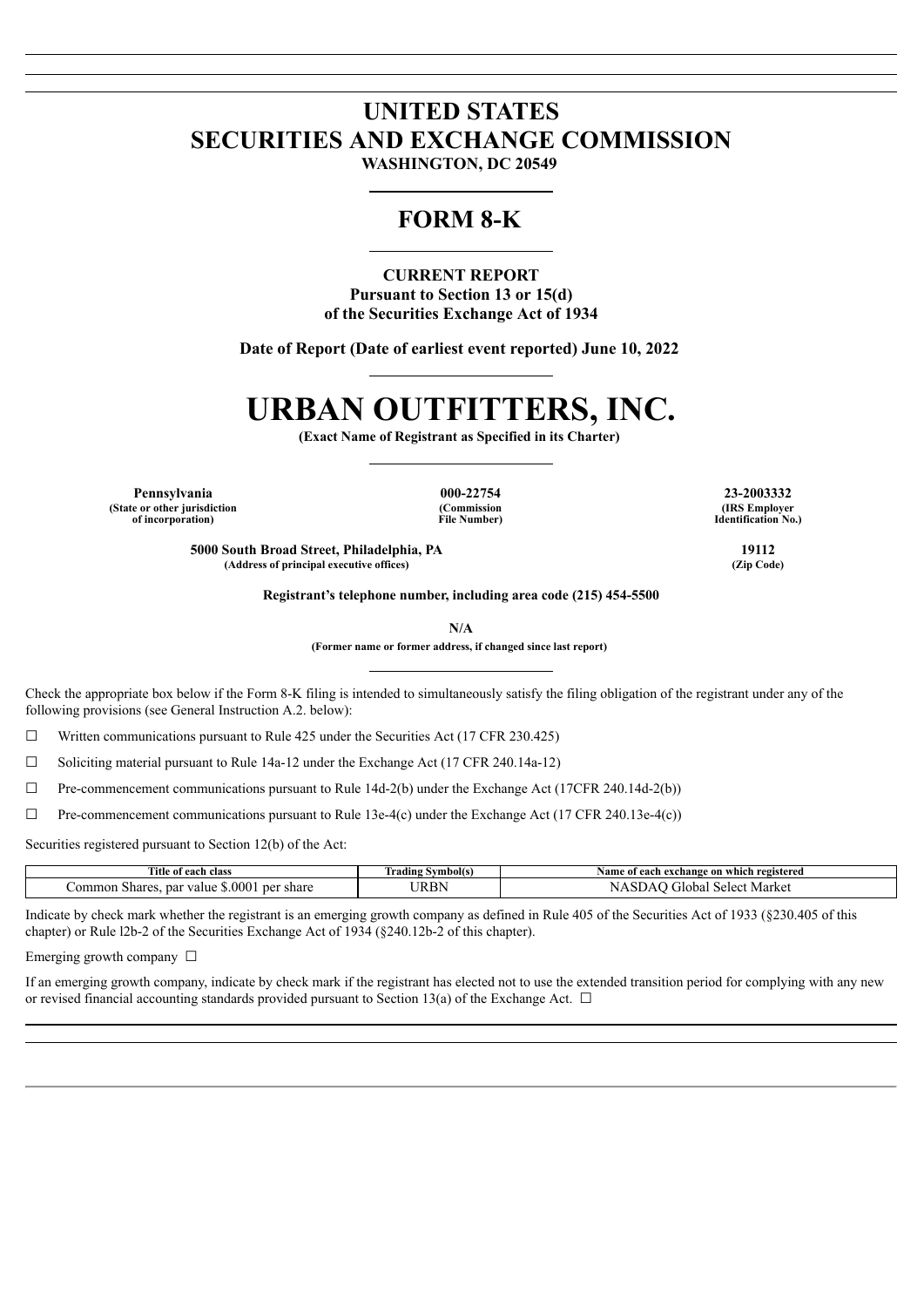# UNITED STATES
# SECURITIES AND EXCHANGE COMMISSION

**WASHINGTON, DC 20549**

## FORM 8-K

**CURRENT REPORT**
**Pursuant to Section 13 or 15(d)**
**of the Securities Exchange Act of 1934**

**Date of Report (Date of earliest event reported) June 10, 2022**

# URBAN OUTFITTERS, INC.

**(Exact Name of Registrant as Specified in its Charter)**

| Pennsylvania | 000-22754 | 23-2003332 |
|---|---|---|
| (State or other jurisdiction of incorporation) | (Commission File Number) | (IRS Employer Identification No.) |

| 5000 South Broad Street, Philadelphia, PA | 19112 |
|---|---|
| (Address of principal executive offices) | (Zip Code) |

**Registrant's telephone number, including area code (215) 454-5500**

**N/A**

**(Former name or former address, if changed since last report)**

Check the appropriate box below if the Form 8-K filing is intended to simultaneously satisfy the filing obligation of the registrant under any of the following provisions (see General Instruction A.2. below):

☐ Written communications pursuant to Rule 425 under the Securities Act (17 CFR 230.425)

☐ Soliciting material pursuant to Rule 14a-12 under the Exchange Act (17 CFR 240.14a-12)

☐ Pre-commencement communications pursuant to Rule 14d-2(b) under the Exchange Act (17CFR 240.14d-2(b))

☐ Pre-commencement communications pursuant to Rule 13e-4(c) under the Exchange Act (17 CFR 240.13e-4(c))

Securities registered pursuant to Section 12(b) of the Act:

| Title of each class | Trading Symbol(s) | Name of each exchange on which registered |
|---|---|---|
| Common Shares, par value $.0001 per share | URBN | NASDAQ Global Select Market |

Indicate by check mark whether the registrant is an emerging growth company as defined in Rule 405 of the Securities Act of 1933 (§230.405 of this chapter) or Rule l2b-2 of the Securities Exchange Act of 1934 (§240.12b-2 of this chapter).

Emerging growth company ☐

If an emerging growth company, indicate by check mark if the registrant has elected not to use the extended transition period for complying with any new or revised financial accounting standards provided pursuant to Section 13(a) of the Exchange Act. ☐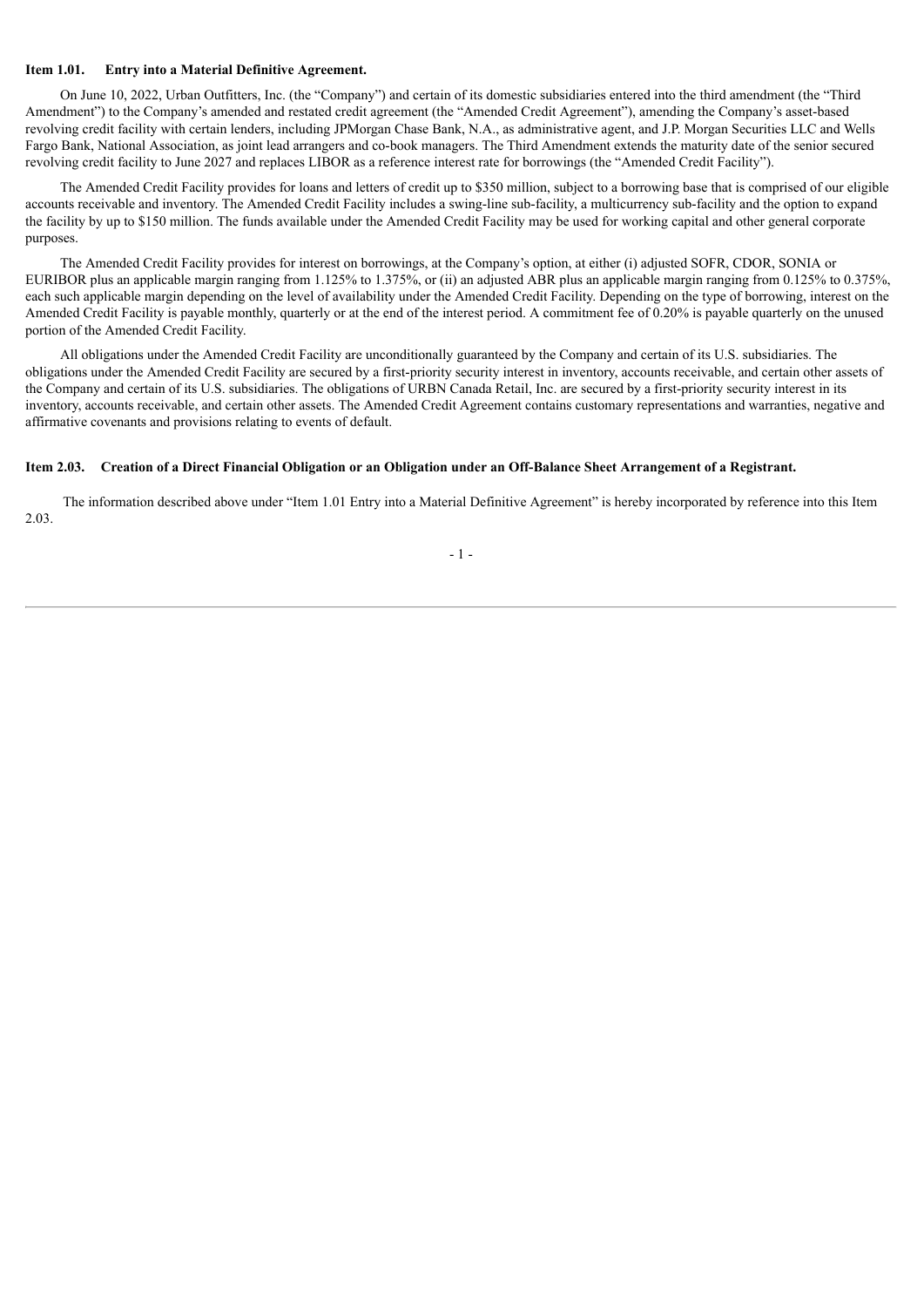**Item 1.01. Entry into a Material Definitive Agreement.**

On June 10, 2022, Urban Outfitters, Inc. (the "Company") and certain of its domestic subsidiaries entered into the third amendment (the "Third Amendment") to the Company's amended and restated credit agreement (the "Amended Credit Agreement"), amending the Company's asset-based revolving credit facility with certain lenders, including JPMorgan Chase Bank, N.A., as administrative agent, and J.P. Morgan Securities LLC and Wells Fargo Bank, National Association, as joint lead arrangers and co-book managers. The Third Amendment extends the maturity date of the senior secured revolving credit facility to June 2027 and replaces LIBOR as a reference interest rate for borrowings (the "Amended Credit Facility").

The Amended Credit Facility provides for loans and letters of credit up to $350 million, subject to a borrowing base that is comprised of our eligible accounts receivable and inventory. The Amended Credit Facility includes a swing-line sub-facility, a multicurrency sub-facility and the option to expand the facility by up to $150 million. The funds available under the Amended Credit Facility may be used for working capital and other general corporate purposes.

The Amended Credit Facility provides for interest on borrowings, at the Company's option, at either (i) adjusted SOFR, CDOR, SONIA or EURIBOR plus an applicable margin ranging from 1.125% to 1.375%, or (ii) an adjusted ABR plus an applicable margin ranging from 0.125% to 0.375%, each such applicable margin depending on the level of availability under the Amended Credit Facility. Depending on the type of borrowing, interest on the Amended Credit Facility is payable monthly, quarterly or at the end of the interest period. A commitment fee of 0.20% is payable quarterly on the unused portion of the Amended Credit Facility.

All obligations under the Amended Credit Facility are unconditionally guaranteed by the Company and certain of its U.S. subsidiaries. The obligations under the Amended Credit Facility are secured by a first-priority security interest in inventory, accounts receivable, and certain other assets of the Company and certain of its U.S. subsidiaries. The obligations of URBN Canada Retail, Inc. are secured by a first-priority security interest in its inventory, accounts receivable, and certain other assets. The Amended Credit Agreement contains customary representations and warranties, negative and affirmative covenants and provisions relating to events of default.

**Item 2.03. Creation of a Direct Financial Obligation or an Obligation under an Off-Balance Sheet Arrangement of a Registrant.**

The information described above under "Item 1.01 Entry into a Material Definitive Agreement" is hereby incorporated by reference into this Item 2.03.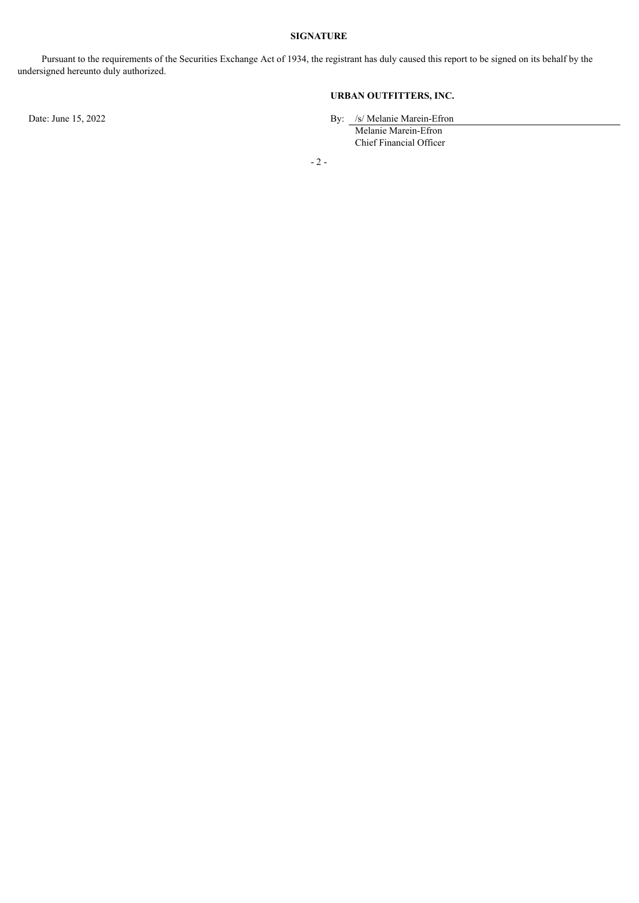**SIGNATURE**

Pursuant to the requirements of the Securities Exchange Act of 1934, the registrant has duly caused this report to be signed on its behalf by the undersigned hereunto duly authorized.

**URBAN OUTFITTERS, INC.**

Date: June 15, 2022

By: /s/ Melanie Marein-Efron
Melanie Marein-Efron
Chief Financial Officer